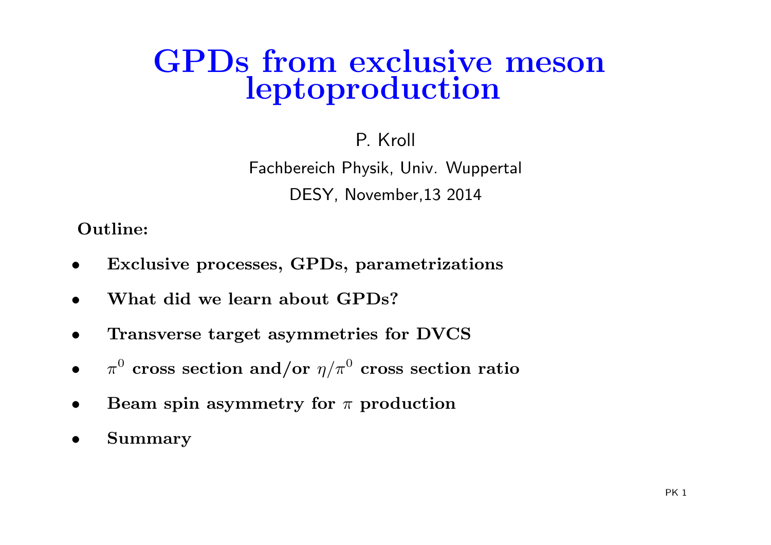# GPDs from exclusive meson leptoproduction

P. Kroll

Fachbereich Physik, Univ. Wuppertal

DESY, November,13 2014

**Outline:**

- **Exclusive processes, GPDs, parametrizations**
- **What did we learn about GPDs?**
- **Transverse target asymmetries for DVCS**
- $\pi^0$ **cross section and/or** $\eta/\pi^0$ **cross section ratio**
- **Beam spin asymmetry for** $\pi$ **production**
- **Summary**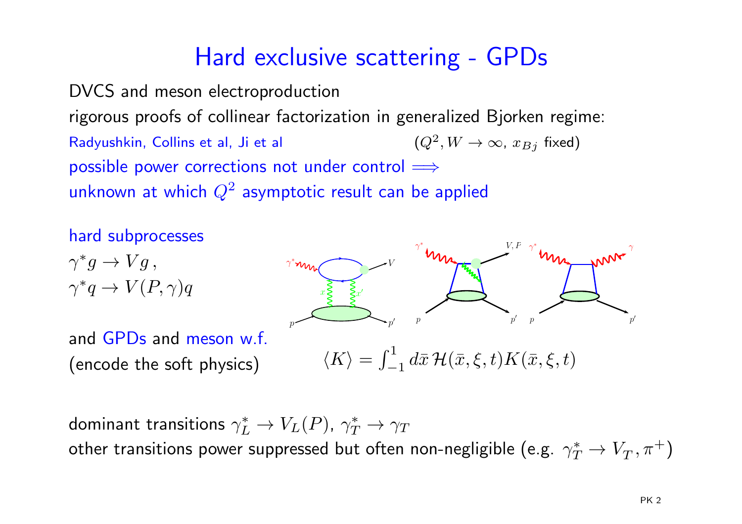# Hard exclusive scattering - GPDs

DVCS and meson electroproduction

rigorous proofs of collinear factorization in generalized Bjorken regime:

Radyushkin, Collins et al, Ji et al $(Q^2, W \to \infty,\ x_{Bj}$ fixed$)$

possible power corrections not under control $\Longrightarrow$

unknown at which $Q^2$ asymptotic result can be applied

hard subprocesses

$\gamma^* g \to V g\,,$

$\gamma^* q \to V(P,\gamma) q$

and GPDs and meson w.f.

(encode the soft physics)

$$\langle K \rangle = \int_{-1}^{1} d\bar{x}\, \mathcal{H}(\bar{x},\xi,t) K(\bar{x},\xi,t)$$

dominant transitions $\gamma_L^* \to V_L(P)$, $\gamma_T^* \to \gamma_T$

other transitions power suppressed but often non-negligible (e.g. $\gamma_T^* \to V_T, \pi^+$)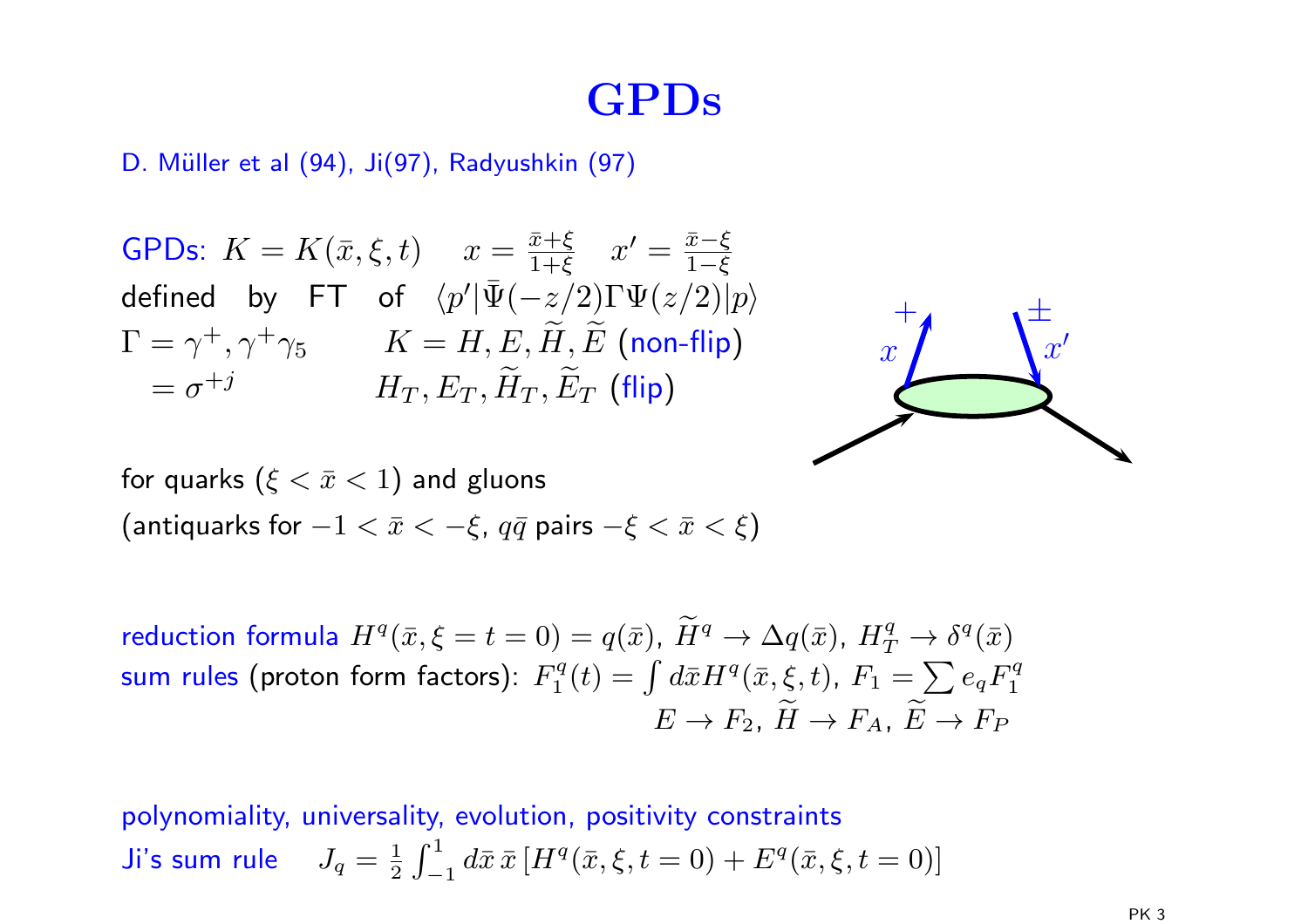# GPDs

D. Müller et al (94), Ji(97), Radyushkin (97)

GPDs: $K = K(\bar{x}, \xi, t) \quad x = \frac{\bar{x}+\xi}{1+\xi} \quad x' = \frac{\bar{x}-\xi}{1-\xi}$

defined by FT of $\langle p' | \bar{\Psi}(-z/2) \Gamma \Psi(z/2) | p \rangle$

$\Gamma = \gamma^+, \gamma^+\gamma_5 \qquad K = H, E, \widetilde{H}, \widetilde{E}$ (non-flip)

$\quad = \sigma^{+j} \qquad\qquad H_T, E_T, \widetilde{H}_T, \widetilde{E}_T$ (flip)

for quarks ($\xi < \bar{x} < 1$) and gluons

(antiquarks for $-1 < \bar{x} < -\xi$, $q\bar{q}$ pairs $-\xi < \bar{x} < \xi$)

reduction formula $H^q(\bar{x}, \xi = t = 0) = q(\bar{x})$, $\widetilde{H}^q \to \Delta q(\bar{x})$, $H_T^q \to \delta^q(\bar{x})$

sum rules (proton form factors): $F_1^q(t) = \int d\bar{x} H^q(\bar{x}, \xi, t)$, $F_1 = \sum e_q F_1^q$

$E \to F_2$, $\widetilde{H} \to F_A$, $\widetilde{E} \to F_P$

polynomiality, universality, evolution, positivity constraints

Ji's sum rule $\quad J_q = \frac{1}{2} \int_{-1}^{1} d\bar{x}\, \bar{x} \left[ H^q(\bar{x}, \xi, t = 0) + E^q(\bar{x}, \xi, t = 0) \right]$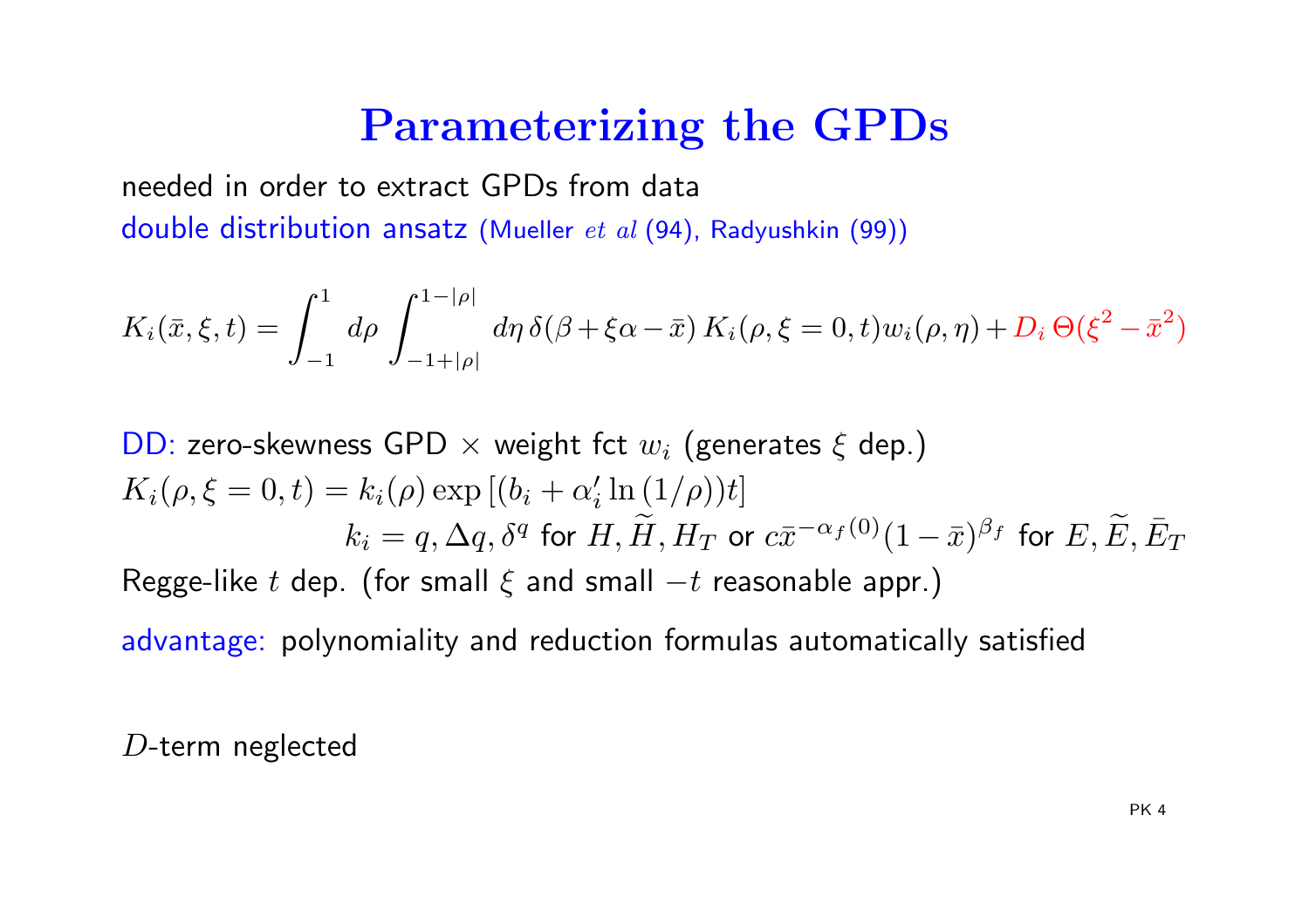# Parameterizing the GPDs

needed in order to extract GPDs from data

double distribution ansatz (Mueller *et al* (94), Radyushkin (99))

$$K_i(\bar{x},\xi,t) = \int_{-1}^{1} d\rho \int_{-1+|\rho|}^{1-|\rho|} d\eta \, \delta(\beta + \xi\alpha - \bar{x}) \, K_i(\rho, \xi = 0, t) w_i(\rho,\eta) + D_i \, \Theta(\xi^2 - \bar{x}^2)$$

DD: zero-skewness GPD $\times$ weight fct $w_i$ (generates $\xi$ dep.)

$K_i(\rho, \xi = 0, t) = k_i(\rho) \exp\left[(b_i + \alpha_i' \ln{(1/\rho)})t\right]$

$k_i = q, \Delta q, \delta^q$ for $H, \widetilde{H}, H_T$ or $c\bar{x}^{-\alpha_f(0)}(1-\bar{x})^{\beta_f}$ for $E, \widetilde{E}, \bar{E}_T$

Regge-like $t$ dep. (for small $\xi$ and small $-t$ reasonable appr.)

advantage: polynomiality and reduction formulas automatically satisfied

$D$-term neglected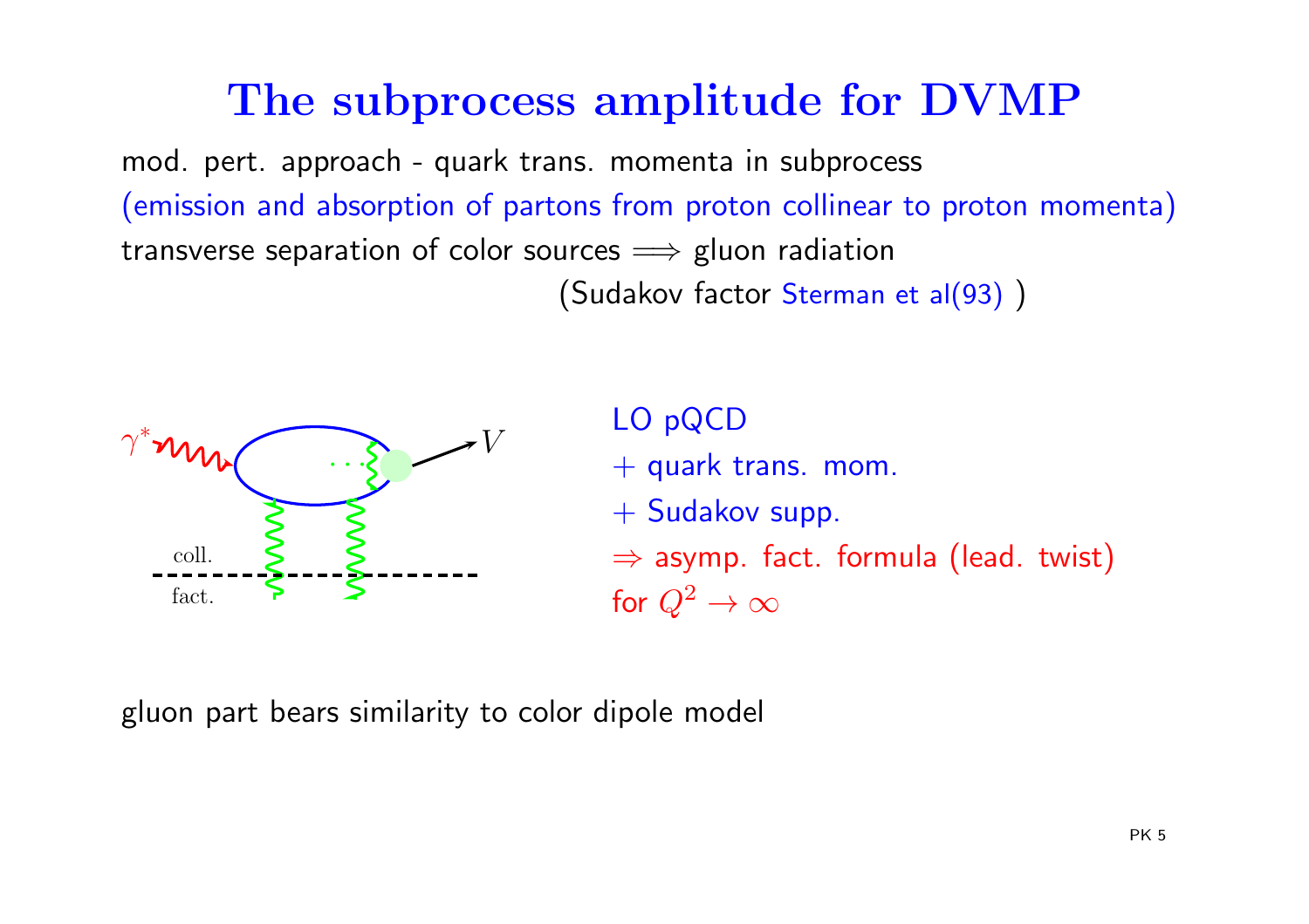# The subprocess amplitude for DVMP

mod. pert. approach - quark trans. momenta in subprocess
(emission and absorption of partons from proton collinear to proton momenta)
transverse separation of color sources $\Longrightarrow$ gluon radiation
(Sudakov factor Sterman et al(93) )

LO pQCD
+ quark trans. mom.
+ Sudakov supp.
$\Rightarrow$ asymp. fact. formula (lead. twist)
for $Q^2 \to \infty$

gluon part bears similarity to color dipole model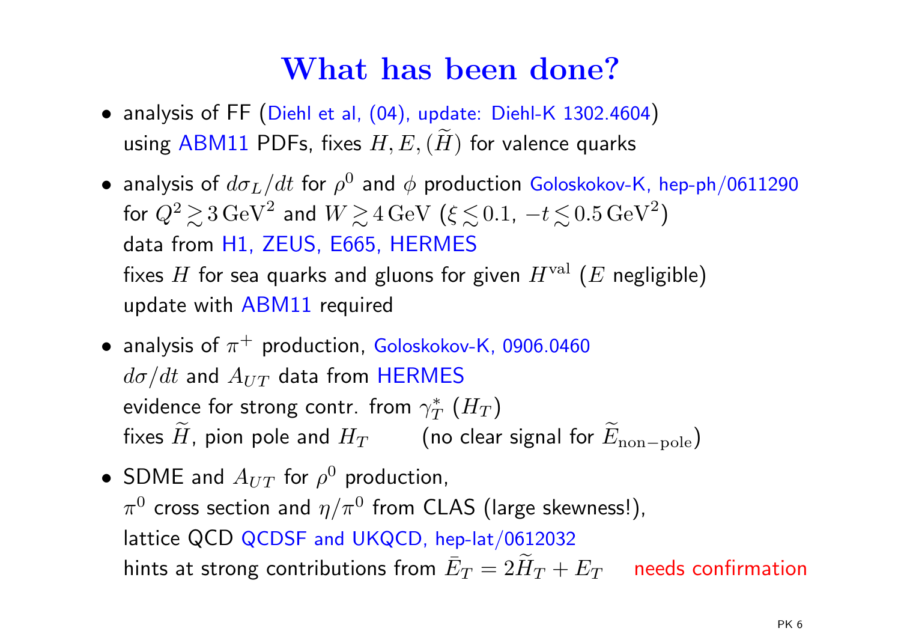# What has been done?

- analysis of FF (Diehl et al, (04), update: Diehl-K 1302.4604)
  using ABM11 PDFs, fixes $H, E, (\widetilde{H})$ for valence quarks
- analysis of $d\sigma_L/dt$ for $\rho^0$ and $\phi$ production Goloskokov-K, hep-ph/0611290
  for $Q^2 \gtrsim 3\,\mathrm{GeV}^2$ and $W \gtrsim 4\,\mathrm{GeV}$ ($\xi \lesssim 0.1$, $-t \lesssim 0.5\,\mathrm{GeV}^2$)
  data from H1, ZEUS, E665, HERMES
  fixes $H$ for sea quarks and gluons for given $H^{\mathrm{val}}$ ($E$ negligible)
  update with ABM11 required
- analysis of $\pi^+$ production, Goloskokov-K, 0906.0460
  $d\sigma/dt$ and $A_{UT}$ data from HERMES
  evidence for strong contr. from $\gamma_T^*$ ($H_T$)
  fixes $\widetilde{H}$, pion pole and $H_T$ (no clear signal for $\widetilde{E}_{\mathrm{non-pole}}$)
- SDME and $A_{UT}$ for $\rho^0$ production,
  $\pi^0$ cross section and $\eta/\pi^0$ from CLAS (large skewness!),
  lattice QCD QCDSF and UKQCD, hep-lat/0612032
  hints at strong contributions from $\bar{E}_T = 2\widetilde{H}_T + E_T$ needs confirmation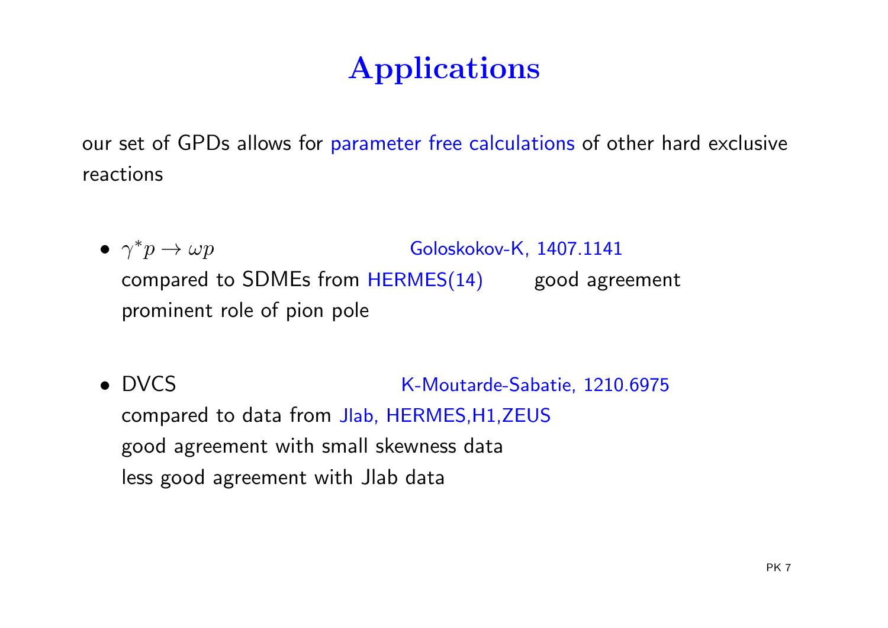# Applications

our set of GPDs allows for parameter free calculations of other hard exclusive reactions

- $\gamma^* p \to \omega p$ Goloskokov-K, 1407.1141
  compared to SDMEs from HERMES(14) good agreement
  prominent role of pion pole

- DVCS K-Moutarde-Sabatie, 1210.6975
  compared to data from Jlab, HERMES,H1,ZEUS
  good agreement with small skewness data
  less good agreement with Jlab data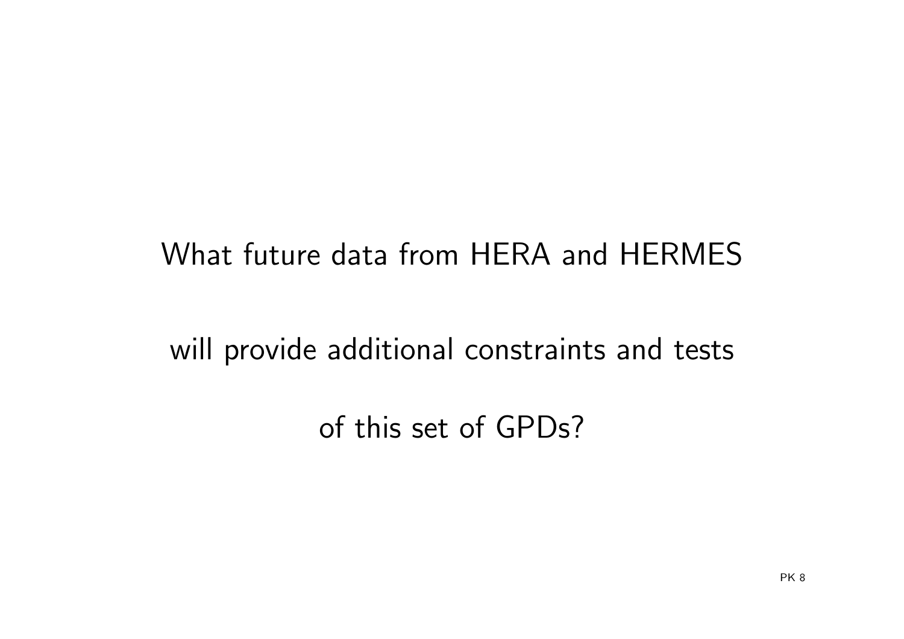What future data from HERA and HERMES

will provide additional constraints and tests

of this set of GPDs?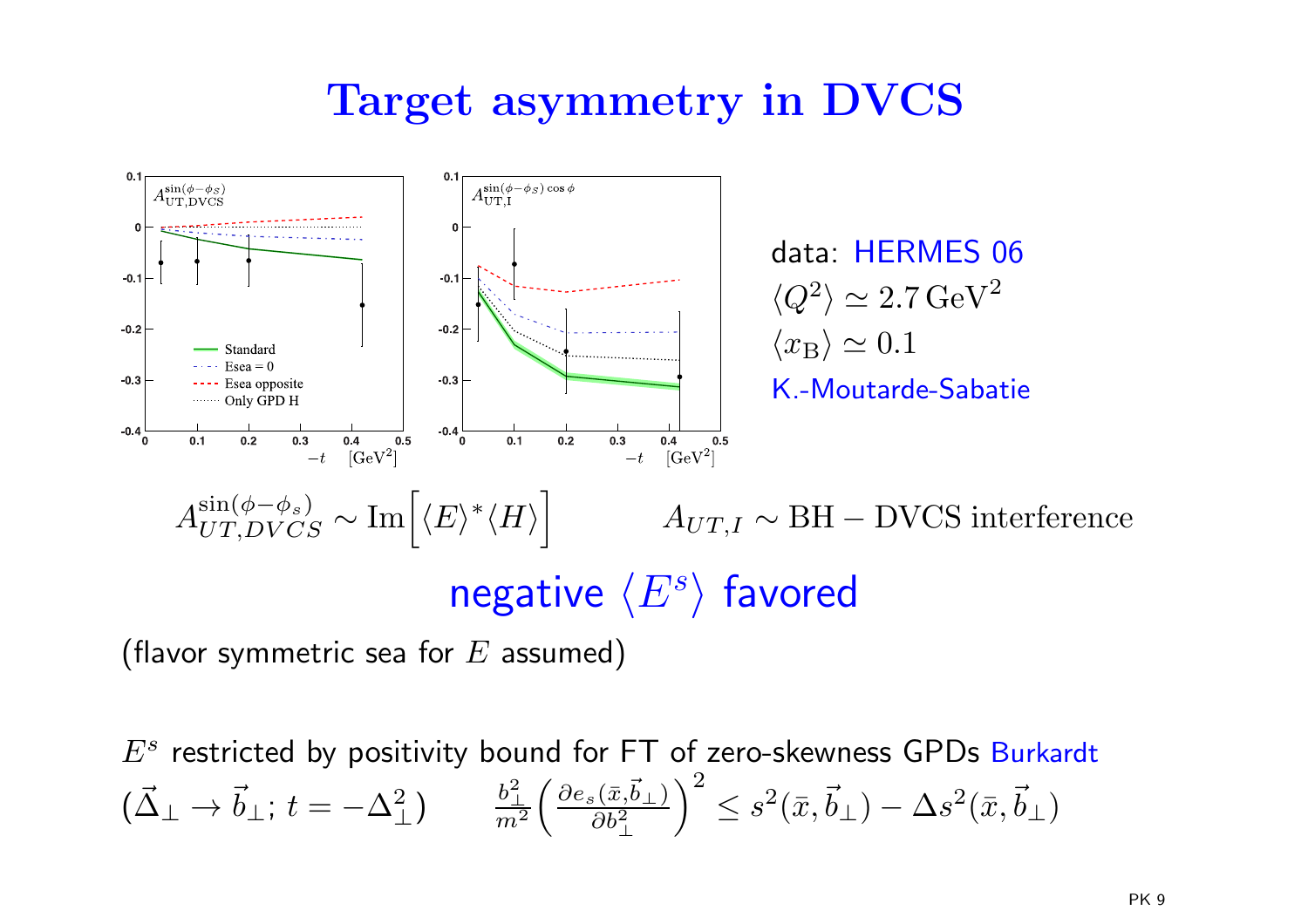# Target asymmetry in DVCS

data: HERMES 06
$\langle Q^2 \rangle \simeq 2.7\,\mathrm{GeV}^2$
$\langle x_B \rangle \simeq 0.1$
K.-Moutarde-Sabatie

$$A^{\sin(\phi-\phi_s)}_{UT,DVCS} \sim \mathrm{Im}\Big[\langle E\rangle^* \langle H\rangle\Big] \qquad A_{UT,I} \sim \mathrm{BH-DVCS\ interference}$$

negative $\langle E^s \rangle$ favored

(flavor symmetric sea for $E$ assumed)

$E^s$ restricted by positivity bound for FT of zero-skewness GPDs Burkardt

$(\vec{\Delta}_\perp \to \vec{b}_\perp;\, t = -\Delta_\perp^2)$ $\qquad \frac{b_\perp^2}{m^2}\left(\frac{\partial e_s(\bar{x},\vec{b}_\perp)}{\partial b_\perp^2}\right)^2 \le s^2(\bar{x},\vec{b}_\perp) - \Delta s^2(\bar{x},\vec{b}_\perp)$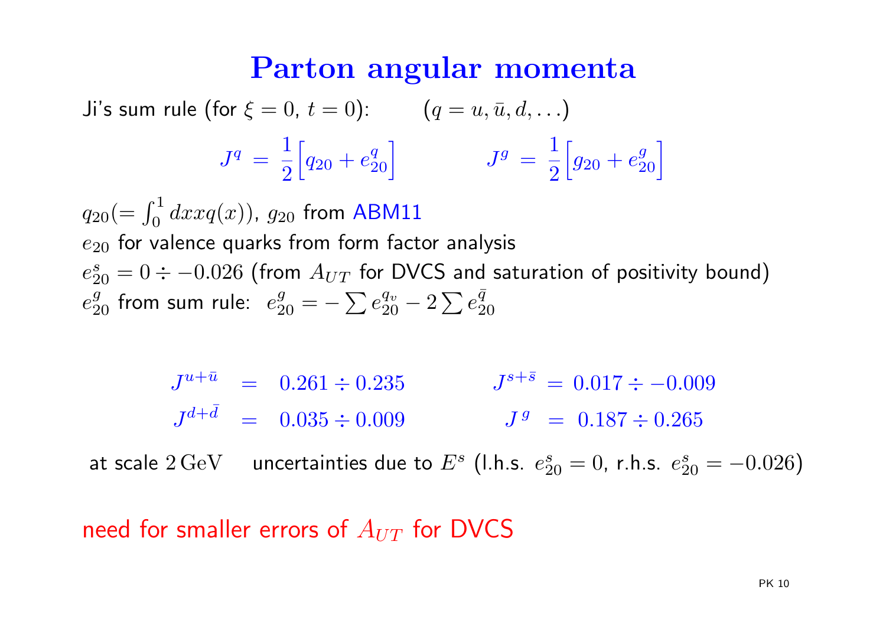# Parton angular momenta

Ji's sum rule (for $\xi = 0$, $t = 0$): $\quad (q = u, \bar{u}, d, \ldots)$

$$J^q = \frac{1}{2}\Big[q_{20} + e^q_{20}\Big] \qquad\qquad J^g = \frac{1}{2}\Big[g_{20} + e^g_{20}\Big]$$

$q_{20}(= \int_0^1 dx x q(x))$, $g_{20}$ from ABM11

$e_{20}$ for valence quarks from form factor analysis

$e^s_{20} = 0 \div -0.026$ (from $A_{UT}$ for DVCS and saturation of positivity bound)

$e^g_{20}$ from sum rule: $e^g_{20} = -\sum e^{q_v}_{20} - 2\sum e^{\bar{q}}_{20}$

$$J^{u+\bar{u}} = 0.261 \div 0.235 \qquad\qquad J^{s+\bar{s}} = 0.017 \div -0.009$$

$$J^{d+\bar{d}} = 0.035 \div 0.009 \qquad\qquad J^{g} = 0.187 \div 0.265$$

at scale $2\,\mathrm{GeV}$ uncertainties due to $E^s$ (l.h.s. $e^s_{20} = 0$, r.h.s. $e^s_{20} = -0.026$)

need for smaller errors of $A_{UT}$ for DVCS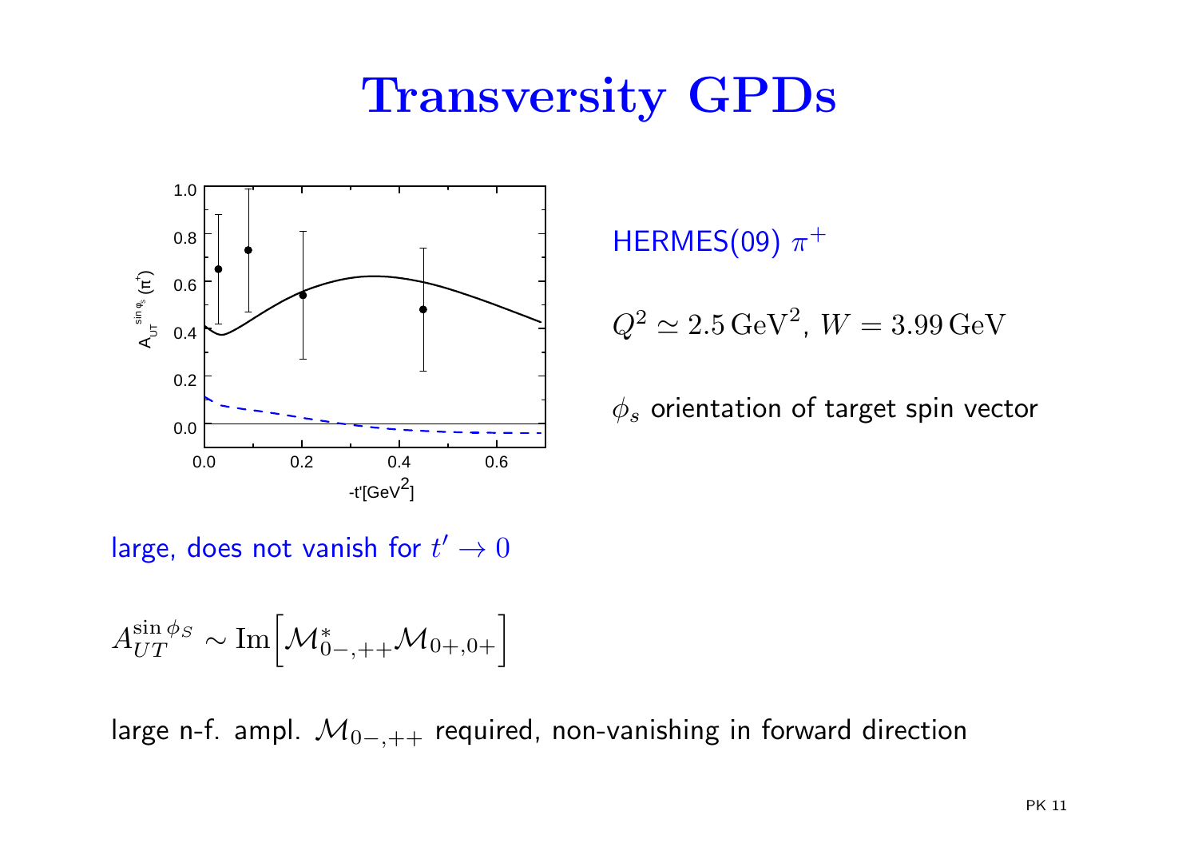# Transversity GPDs

HERMES(09) $\pi^+$

$Q^2 \simeq 2.5\,\mathrm{GeV}^2$, $W = 3.99\,\mathrm{GeV}$

$\phi_s$ orientation of target spin vector

large, does not vanish for $t' \to 0$

$$A_{UT}^{\sin\phi_S} \sim \mathrm{Im}\Big[\mathcal{M}^*_{0-,++}\mathcal{M}_{0+,0+}\Big]$$

large n-f. ampl. $\mathcal{M}_{0-,++}$ required, non-vanishing in forward direction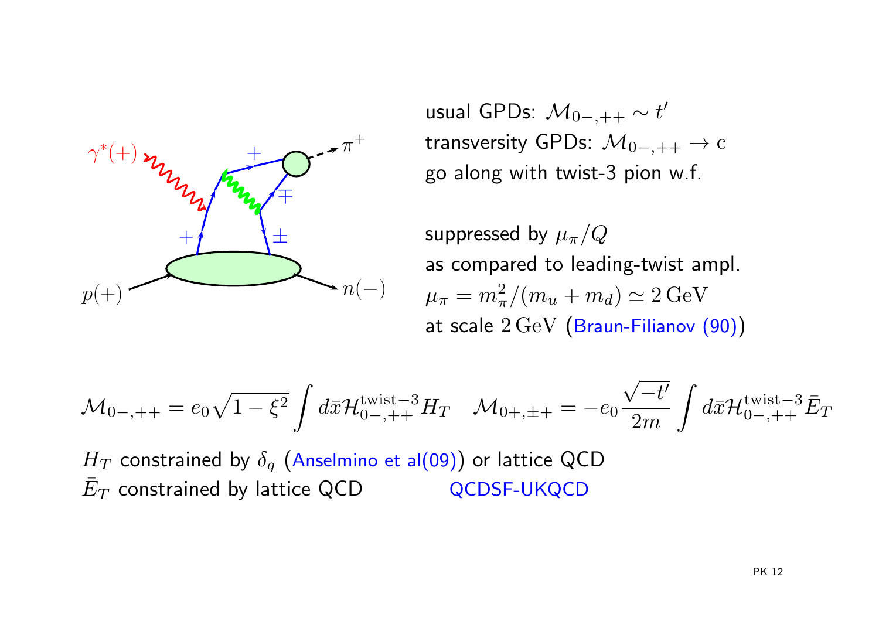usual GPDs: $\mathcal{M}_{0-,++} \sim t'$
transversity GPDs: $\mathcal{M}_{0-,++} \to \mathrm{c}$
go along with twist-3 pion w.f.

suppressed by $\mu_\pi/Q$
as compared to leading-twist ampl.
$\mu_\pi = m_\pi^2/(m_u + m_d) \simeq 2\,\mathrm{GeV}$
at scale $2\,\mathrm{GeV}$ (Braun-Filianov (90))

$$\mathcal{M}_{0-,++} = e_0\sqrt{1-\xi^2}\int d\bar{x}\mathcal{H}_{0-,++}^{\rm twist-3} H_T \quad \mathcal{M}_{0+,\pm +} = -e_0\frac{\sqrt{-t'}}{2m}\int d\bar{x}\mathcal{H}_{0-,++}^{\rm twist-3}\bar{E}_T$$

$H_T$ constrained by $\delta_q$ (Anselmino et al(09)) or lattice QCD
$\bar{E}_T$ constrained by lattice QCD QCDSF-UKQCD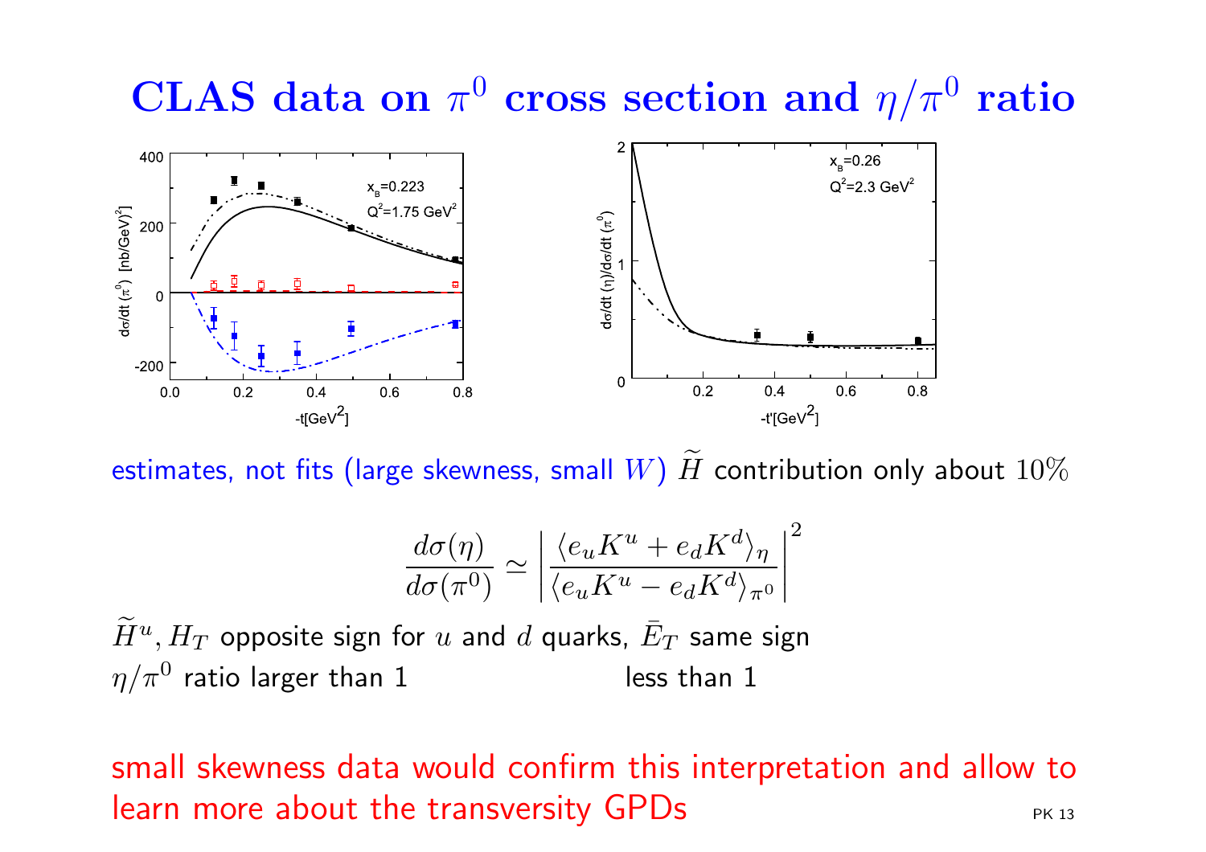# CLAS data on $\pi^0$ cross section and $\eta/\pi^0$ ratio

estimates, not fits (large skewness, small $W$) $\widetilde{H}$ contribution only about $10\%$

$$\frac{d\sigma(\eta)}{d\sigma(\pi^0)} \simeq \left| \frac{\langle e_u K^u + e_d K^d \rangle_\eta}{\langle e_u K^u - e_d K^d \rangle_{\pi^0}} \right|^2$$

$\widetilde{H}^u, H_T$ opposite sign for $u$ and $d$ quarks, $\bar{E}_T$ same sign

$\eta/\pi^0$ ratio larger than 1 less than 1

small skewness data would confirm this interpretation and allow to learn more about the transversity GPDs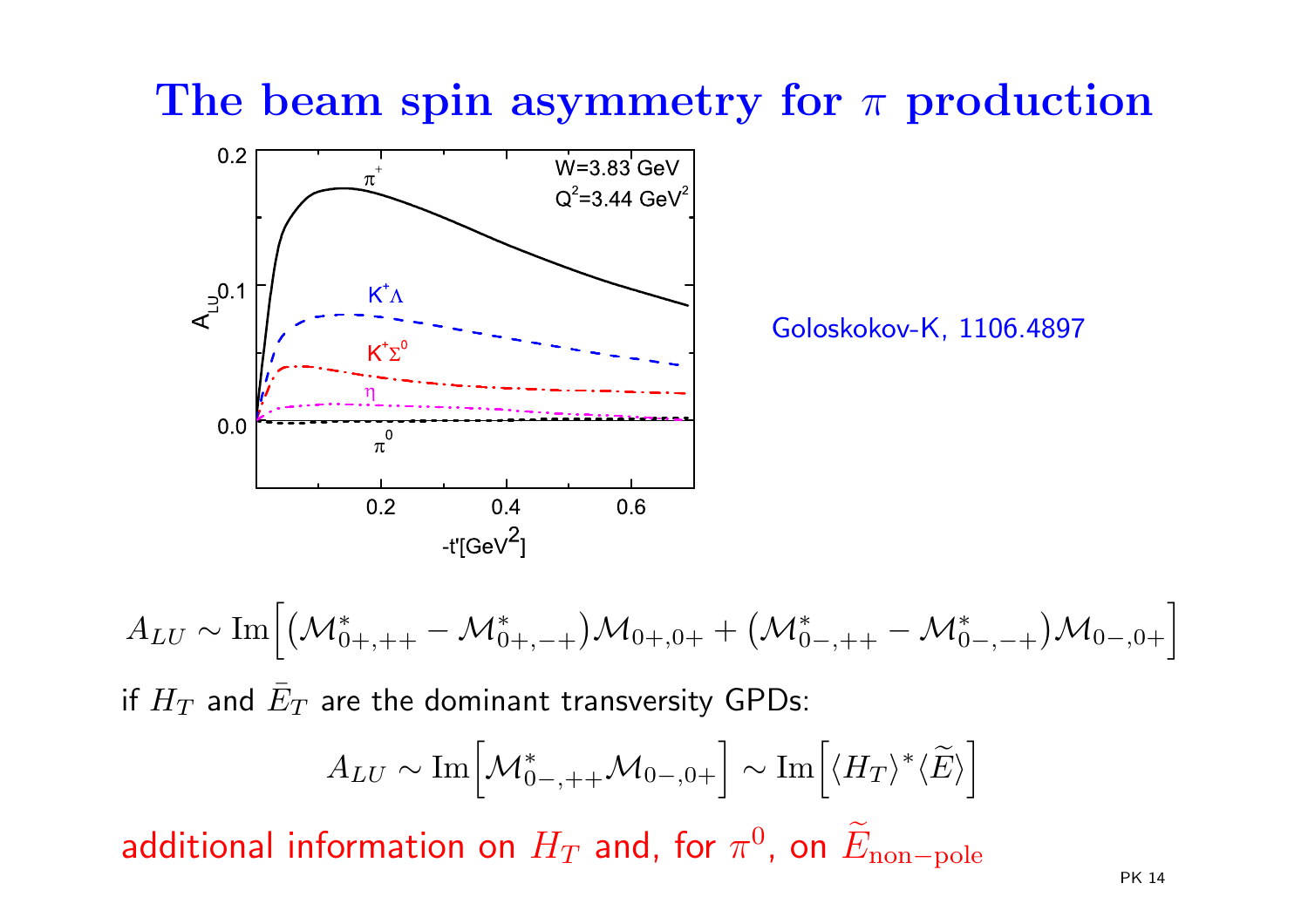# The beam spin asymmetry for $\pi$ production

Goloskokov-K, 1106.4897

$$A_{LU} \sim \mathrm{Im}\Big[\big(\mathcal{M}^*_{0+,++} - \mathcal{M}^*_{0+,-+}\big)\mathcal{M}_{0+,0+} + \big(\mathcal{M}^*_{0-,++} - \mathcal{M}^*_{0-,-+}\big)\mathcal{M}_{0-,0+}\Big]$$

if $H_T$ and $\bar{E}_T$ are the dominant transversity GPDs:

$$A_{LU} \sim \mathrm{Im}\Big[\mathcal{M}^*_{0-,++}\mathcal{M}_{0-,0+}\Big] \sim \mathrm{Im}\Big[\langle H_T\rangle^* \langle \widetilde{E}\rangle\Big]$$

additional information on $H_T$ and, for $\pi^0$, on $\widetilde{E}_{\mathrm{non-pole}}$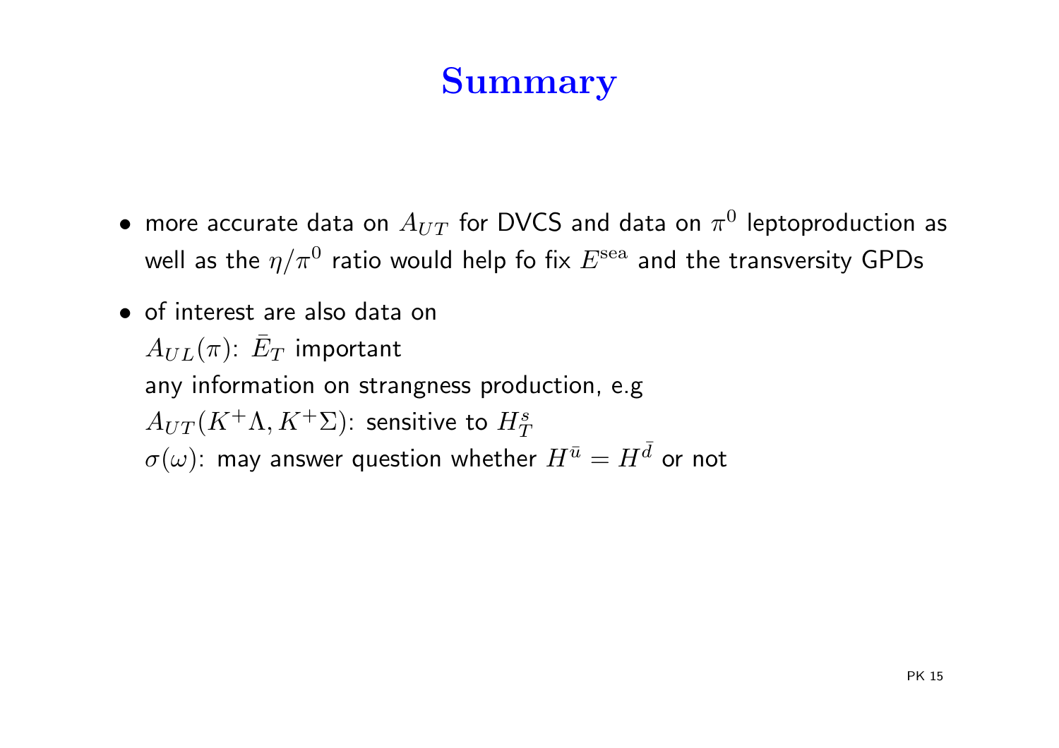# Summary

- more accurate data on $A_{UT}$ for DVCS and data on $\pi^0$ leptoproduction as well as the $\eta/\pi^0$ ratio would help fo fix $E^{\rm sea}$ and the transversity GPDs
- of interest are also data on
  $A_{UL}(\pi)$: $\bar{E}_T$ important
  any information on strangness production, e.g
  $A_{UT}(K^+\Lambda, K^+\Sigma)$: sensitive to $H_T^s$
  $\sigma(\omega)$: may answer question whether $H^{\bar{u}} = H^{\bar{d}}$ or not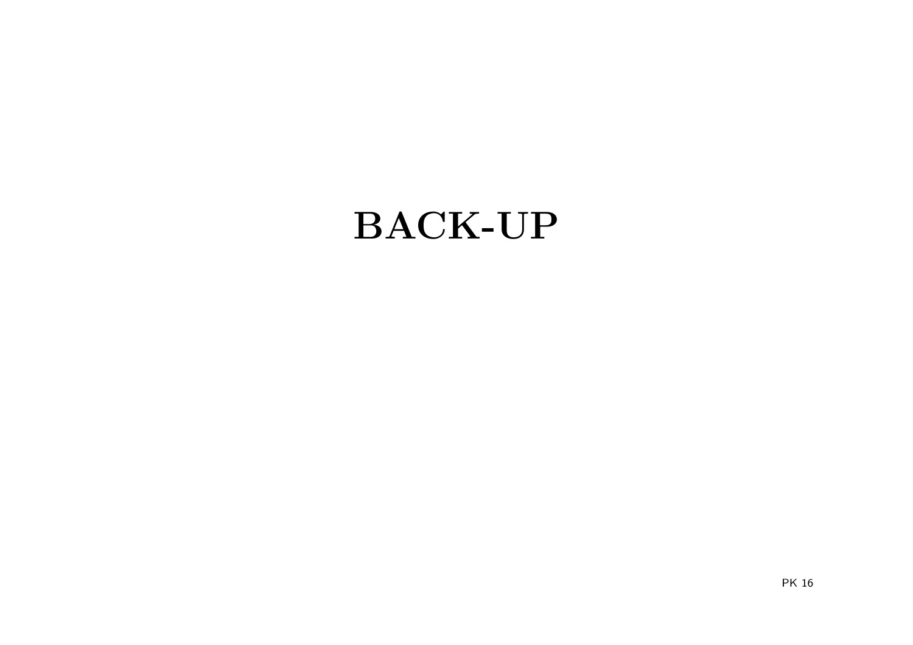# BACK-UP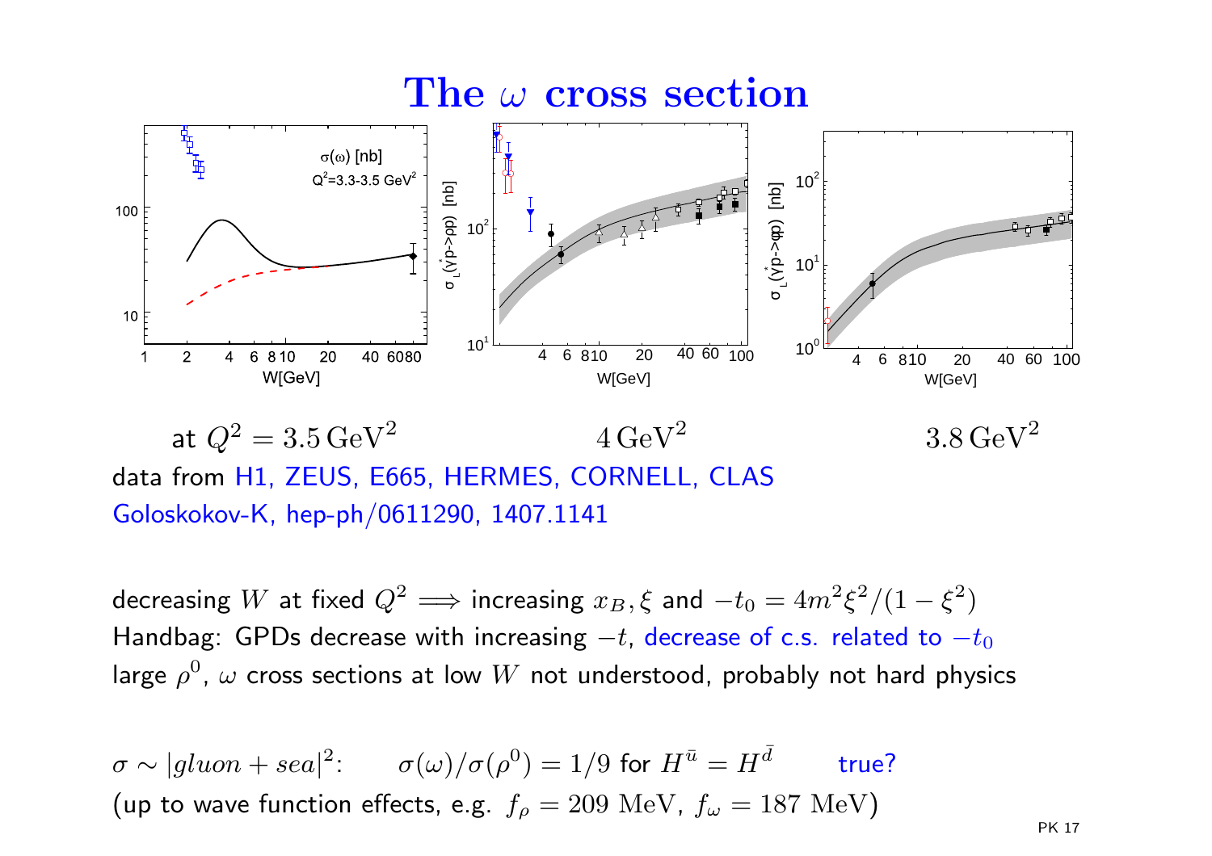# The $\omega$ cross section

at $Q^2 = 3.5\,\mathrm{GeV}^2$ $\quad\quad 4\,\mathrm{GeV}^2 \quad\quad 3.8\,\mathrm{GeV}^2$

data from H1, ZEUS, E665, HERMES, CORNELL, CLAS

Goloskokov-K, hep-ph/0611290, 1407.1141

decreasing $W$ at fixed $Q^2 \Longrightarrow$ increasing $x_B, \xi$ and $-t_0 = 4m^2\xi^2/(1-\xi^2)$

Handbag: GPDs decrease with increasing $-t$, decrease of c.s. related to $-t_0$

large $\rho^0$, $\omega$ cross sections at low $W$ not understood, probably not hard physics

$\sigma \sim |gluon + sea|^2$: $\quad \sigma(\omega)/\sigma(\rho^0) = 1/9$ for $H^{\bar{u}} = H^{\bar{d}}$ $\quad$ true?

(up to wave function effects, e.g. $f_\rho = 209$ MeV, $f_\omega = 187$ MeV)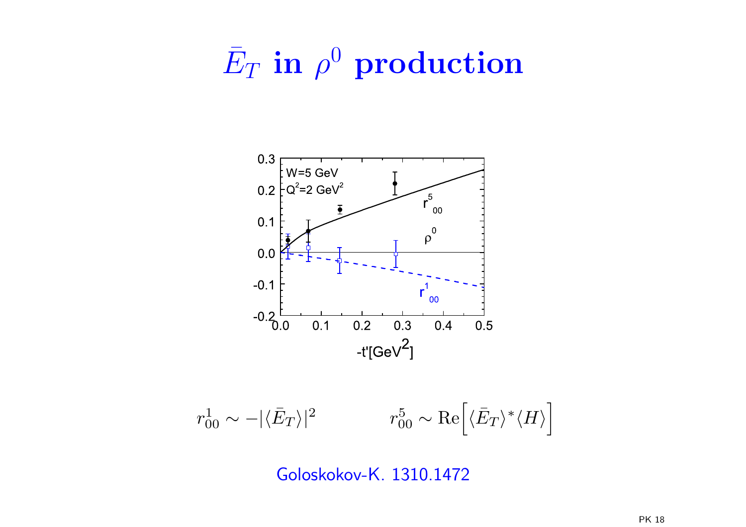# $\bar{E}_T$ in $\rho^0$ production

$$r^1_{00} \sim -|\langle \bar{E}_T \rangle|^2 \qquad\qquad r^5_{00} \sim \mathrm{Re}\Big[\langle \bar{E}_T \rangle^* \langle H \rangle\Big]$$

Goloskokov-K. 1310.1472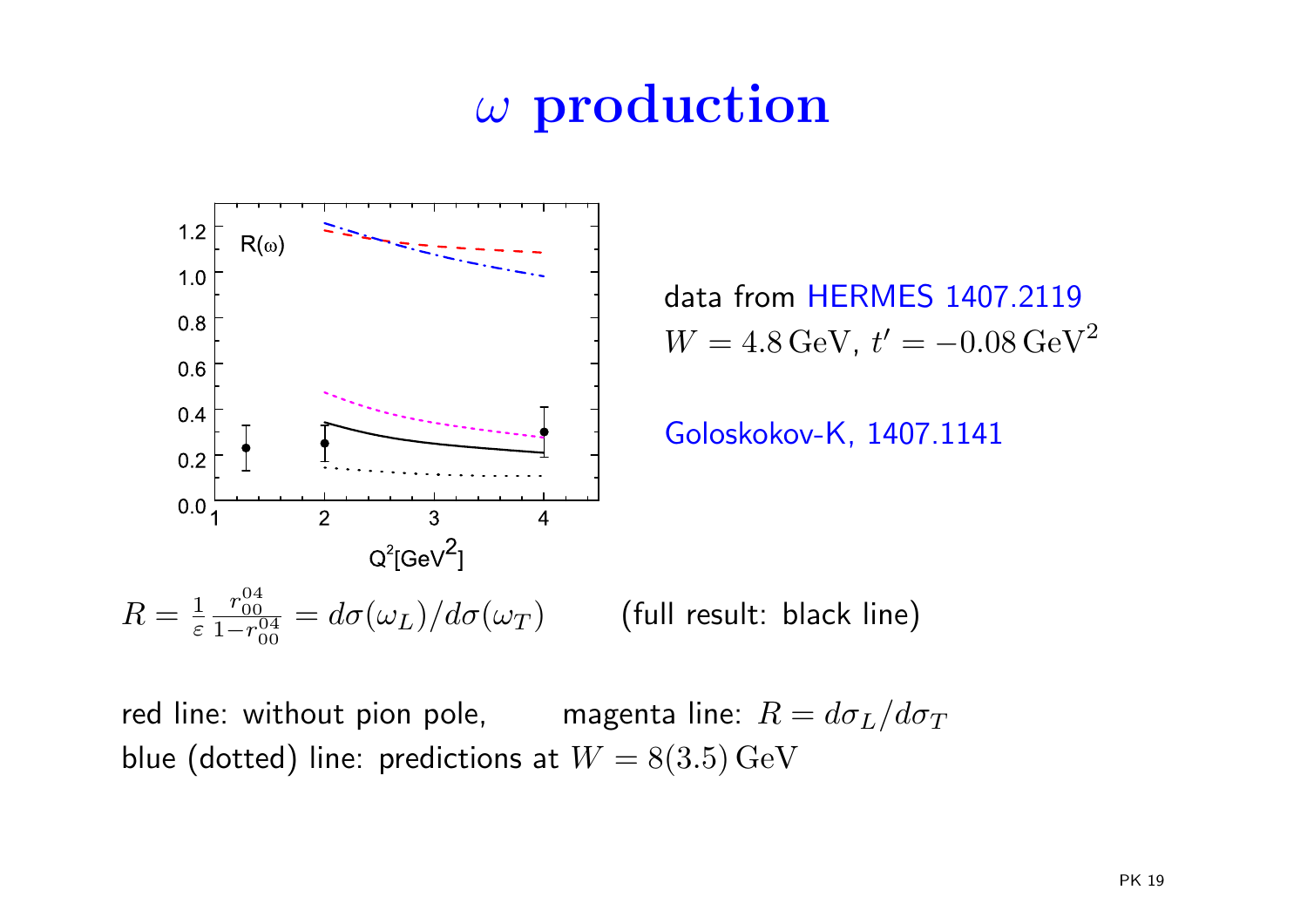# $\omega$ production

data from HERMES 1407.2119
$W = 4.8\,\mathrm{GeV}$, $t' = -0.08\,\mathrm{GeV}^2$

Goloskokov-K, 1407.1141

$R = \frac{1}{\varepsilon} \frac{r_{00}^{04}}{1 - r_{00}^{04}} = d\sigma(\omega_L)/d\sigma(\omega_T)$ (full result: black line)

red line: without pion pole, magenta line: $R = d\sigma_L/d\sigma_T$
blue (dotted) line: predictions at $W = 8(3.5)\,\mathrm{GeV}$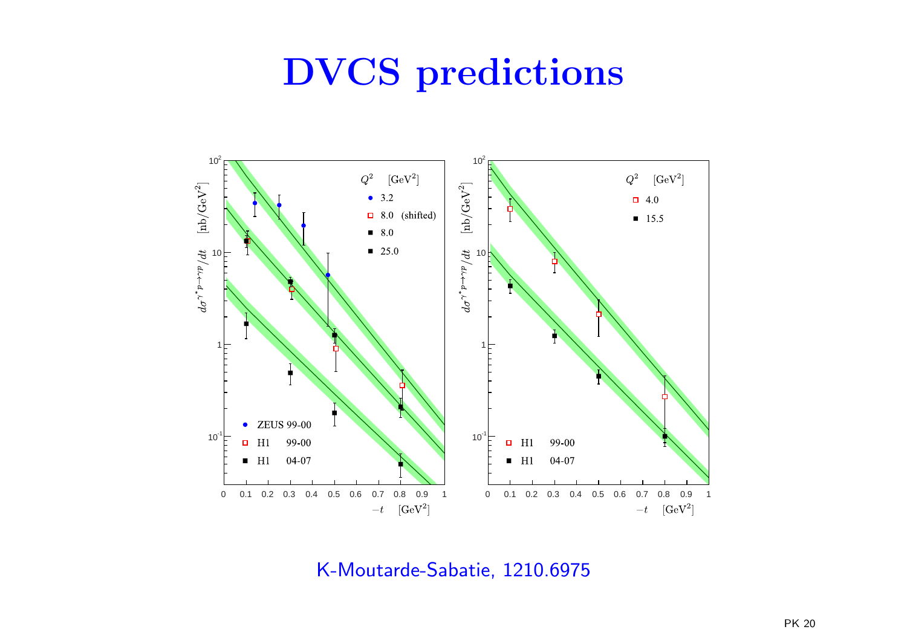# DVCS predictions

$Q^2$ [GeV$^2$]

3.2

8.0 (shifted)

8.0

25.0

ZEUS 99-00

H1 99-00

H1 04-07

$d\sigma^{\gamma^* p\to\gamma p}/dt$ [nb/GeV$^2$]

$-t$ [GeV$^2$]

$Q^2$ [GeV$^2$]

4.0

15.5

H1 99-00

H1 04-07

$d\sigma^{\gamma^* p\to\gamma p}/dt$ [nb/GeV$^2$]

$-t$ [GeV$^2$]

K-Moutarde-Sabatie, 1210.6975